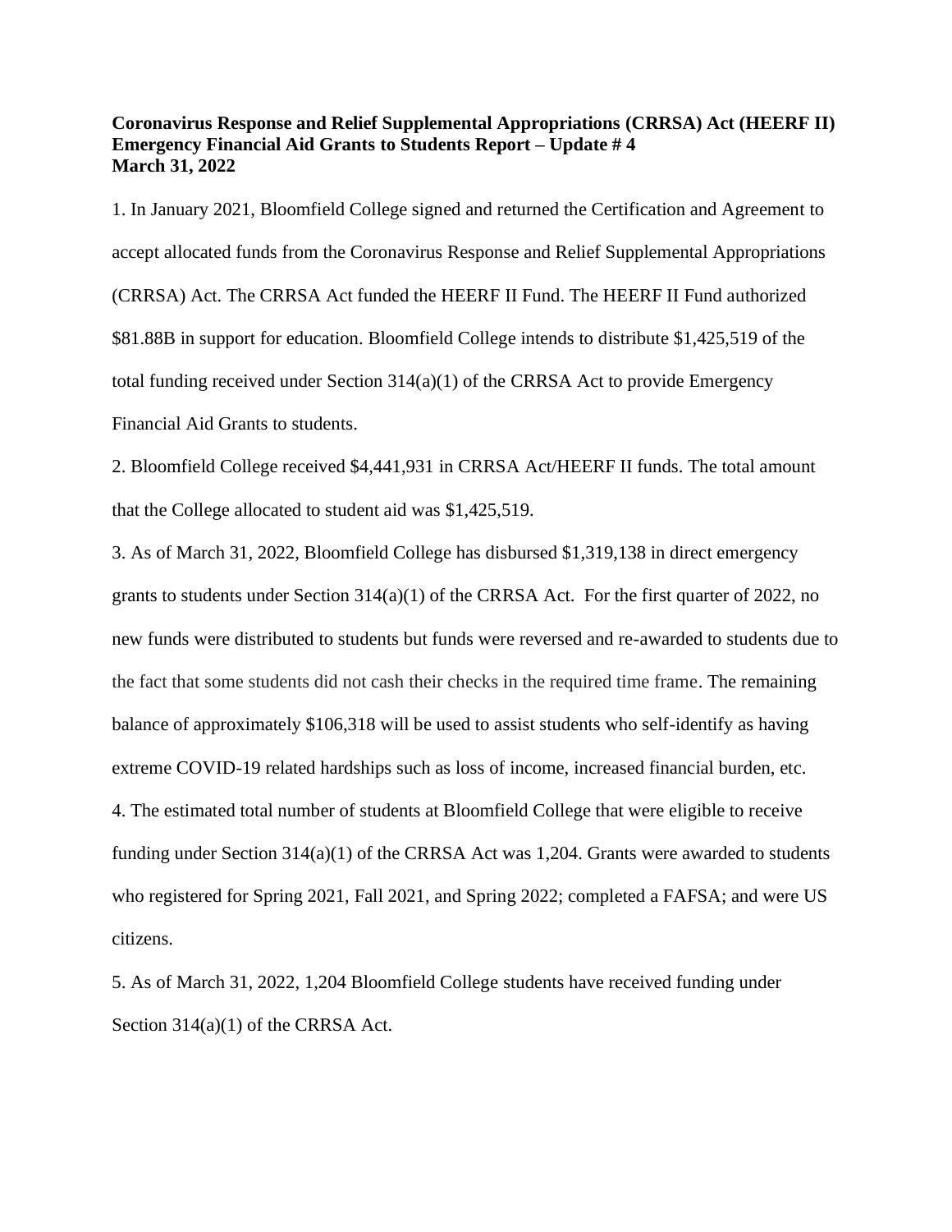**Coronavirus Response and Relief Supplemental Appropriations (CRRSA) Act (HEERF II) Emergency Financial Aid Grants to Students Report – Update # 4**
**March 31, 2022**

1. In January 2021, Bloomfield College signed and returned the Certification and Agreement to accept allocated funds from the Coronavirus Response and Relief Supplemental Appropriations (CRRSA) Act. The CRRSA Act funded the HEERF II Fund. The HEERF II Fund authorized $81.88B in support for education. Bloomfield College intends to distribute $1,425,519 of the total funding received under Section 314(a)(1) of the CRRSA Act to provide Emergency Financial Aid Grants to students.

2. Bloomfield College received $4,441,931 in CRRSA Act/HEERF II funds. The total amount that the College allocated to student aid was $1,425,519.

3. As of March 31, 2022, Bloomfield College has disbursed $1,319,138 in direct emergency grants to students under Section 314(a)(1) of the CRRSA Act. For the first quarter of 2022, no new funds were distributed to students but funds were reversed and re-awarded to students due to the fact that some students did not cash their checks in the required time frame. The remaining balance of approximately $106,318 will be used to assist students who self-identify as having extreme COVID-19 related hardships such as loss of income, increased financial burden, etc.

4. The estimated total number of students at Bloomfield College that were eligible to receive funding under Section 314(a)(1) of the CRRSA Act was 1,204. Grants were awarded to students who registered for Spring 2021, Fall 2021, and Spring 2022; completed a FAFSA; and were US citizens.

5. As of March 31, 2022, 1,204 Bloomfield College students have received funding under Section 314(a)(1) of the CRRSA Act.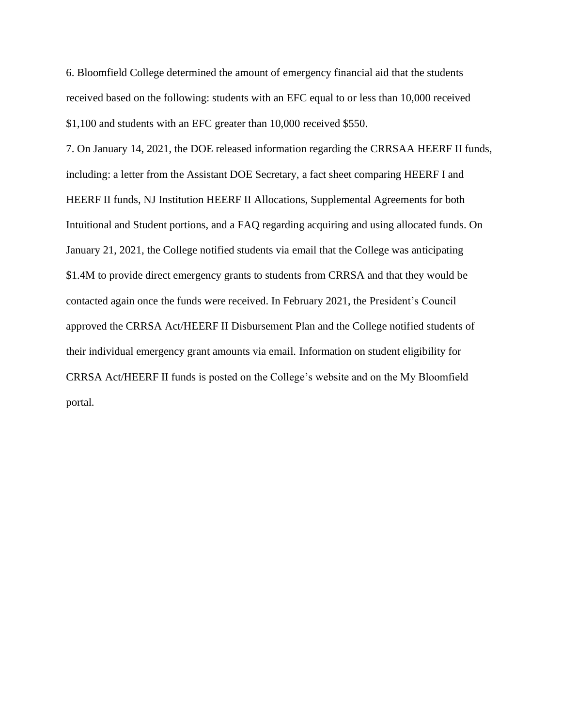6. Bloomfield College determined the amount of emergency financial aid that the students received based on the following: students with an EFC equal to or less than 10,000 received $1,100 and students with an EFC greater than 10,000 received $550.

7. On January 14, 2021, the DOE released information regarding the CRRSAA HEERF II funds, including: a letter from the Assistant DOE Secretary, a fact sheet comparing HEERF I and HEERF II funds, NJ Institution HEERF II Allocations, Supplemental Agreements for both Intuitional and Student portions, and a FAQ regarding acquiring and using allocated funds. On January 21, 2021, the College notified students via email that the College was anticipating $1.4M to provide direct emergency grants to students from CRRSA and that they would be contacted again once the funds were received. In February 2021, the President's Council approved the CRRSA Act/HEERF II Disbursement Plan and the College notified students of their individual emergency grant amounts via email. Information on student eligibility for CRRSA Act/HEERF II funds is posted on the College's website and on the My Bloomfield portal.